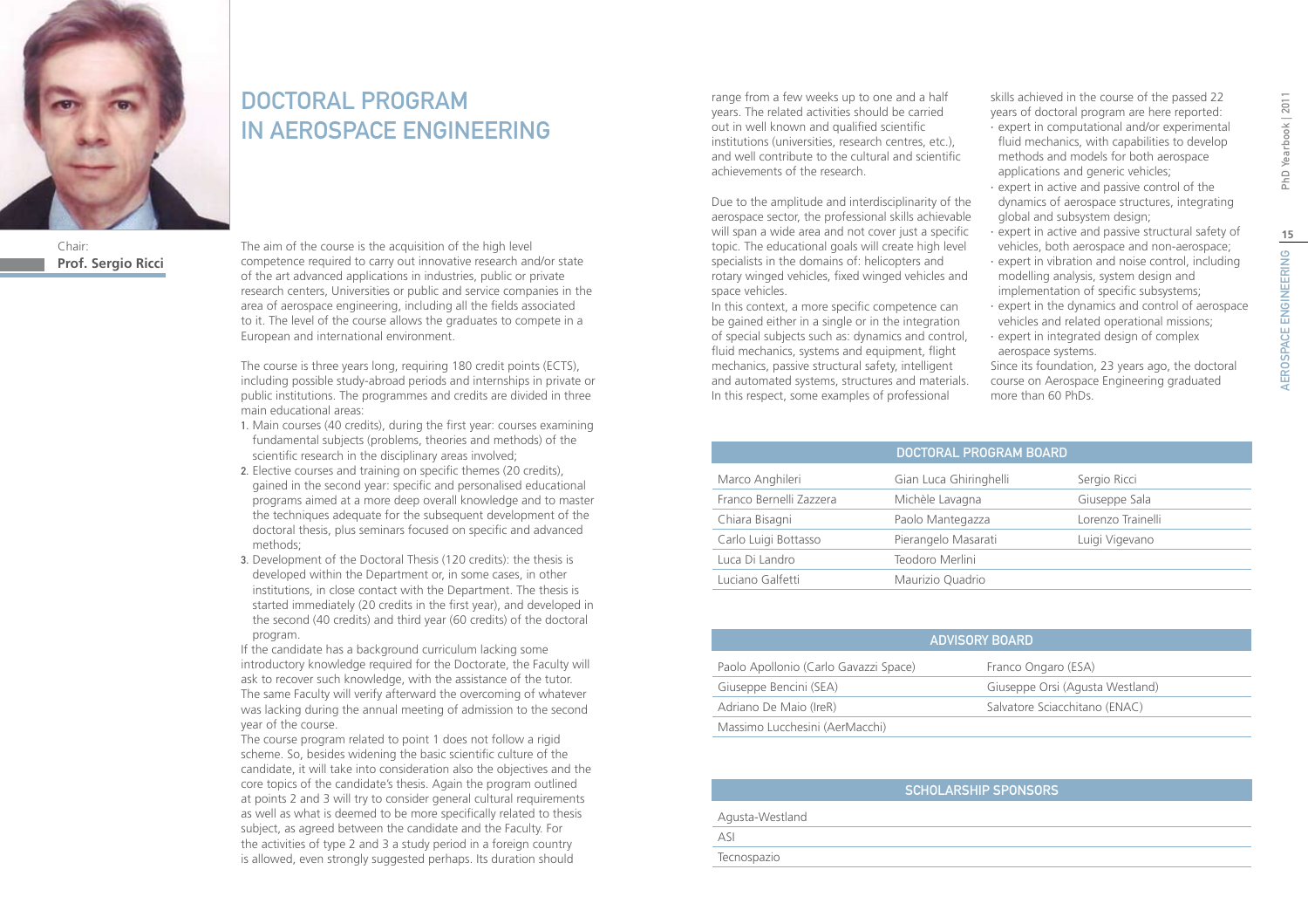# DOCTORAL PROGRAM IN AEROSPACE ENGINEERING

Chair:
**Prof. Sergio Ricci**

The aim of the course is the acquisition of the high level competence required to carry out innovative research and/or state of the art advanced applications in industries, public or private research centers, Universities or public and service companies in the area of aerospace engineering, including all the fields associated to it. The level of the course allows the graduates to compete in a European and international environment.

The course is three years long, requiring 180 credit points (ECTS), including possible study-abroad periods and internships in private or public institutions. The programmes and credits are divided in three main educational areas:

1. Main courses (40 credits), during the first year: courses examining fundamental subjects (problems, theories and methods) of the scientific research in the disciplinary areas involved;
2. Elective courses and training on specific themes (20 credits), gained in the second year: specific and personalised educational programs aimed at a more deep overall knowledge and to master the techniques adequate for the subsequent development of the doctoral thesis, plus seminars focused on specific and advanced methods;
3. Development of the Doctoral Thesis (120 credits): the thesis is developed within the Department or, in some cases, in other institutions, in close contact with the Department. The thesis is started immediately (20 credits in the first year), and developed in the second (40 credits) and third year (60 credits) of the doctoral program.

If the candidate has a background curriculum lacking some introductory knowledge required for the Doctorate, the Faculty will ask to recover such knowledge, with the assistance of the tutor. The same Faculty will verify afterward the overcoming of whatever was lacking during the annual meeting of admission to the second year of the course.

The course program related to point 1 does not follow a rigid scheme. So, besides widening the basic scientific culture of the candidate, it will take into consideration also the objectives and the core topics of the candidate's thesis. Again the program outlined at points 2 and 3 will try to consider general cultural requirements as well as what is deemed to be more specifically related to thesis subject, as agreed between the candidate and the Faculty. For the activities of type 2 and 3 a study period in a foreign country is allowed, even strongly suggested perhaps. Its duration should range from a few weeks up to one and a half years. The related activities should be carried out in well known and qualified scientific institutions (universities, research centres, etc.), and well contribute to the cultural and scientific achievements of the research.

Due to the amplitude and interdisciplinarity of the aerospace sector, the professional skills achievable will span a wide area and not cover just a specific topic. The educational goals will create high level specialists in the domains of: helicopters and rotary winged vehicles, fixed winged vehicles and space vehicles.

In this context, a more specific competence can be gained either in a single or in the integration of special subjects such as: dynamics and control, fluid mechanics, systems and equipment, flight mechanics, passive structural safety, intelligent and automated systems, structures and materials. In this respect, some examples of professional skills achieved in the course of the passed 22 years of doctoral program are here reported:

- expert in computational and/or experimental fluid mechanics, with capabilities to develop methods and models for both aerospace applications and generic vehicles;
- expert in active and passive control of the dynamics of aerospace structures, integrating global and subsystem design;
- expert in active and passive structural safety of vehicles, both aerospace and non-aerospace;
- expert in vibration and noise control, including modelling analysis, system design and implementation of specific subsystems;
- expert in the dynamics and control of aerospace vehicles and related operational missions;
- expert in integrated design of complex aerospace systems.

Since its foundation, 23 years ago, the doctoral course on Aerospace Engineering graduated more than 60 PhDs.

| DOCTORAL PROGRAM BOARD | | |
|---|---|---|
| Marco Anghileri | Gian Luca Ghiringhelli | Sergio Ricci |
| Franco Bernelli Zazzera | Michèle Lavagna | Giuseppe Sala |
| Chiara Bisagni | Paolo Mantegazza | Lorenzo Trainelli |
| Carlo Luigi Bottasso | Pierangelo Masarati | Luigi Vigevano |
| Luca Di Landro | Teodoro Merlini | |
| Luciano Galfetti | Maurizio Quadrio | |

| ADVISORY BOARD | |
|---|---|
| Paolo Apollonio (Carlo Gavazzi Space) | Franco Ongaro (ESA) |
| Giuseppe Bencini (SEA) | Giuseppe Orsi (Agusta Westland) |
| Adriano De Maio (IreR) | Salvatore Sciacchitano (ENAC) |
| Massimo Lucchesini (AerMacchi) | |

| SCHOLARSHIP SPONSORS |
|---|
| Agusta-Westland |
| ASI |
| Tecnospazio |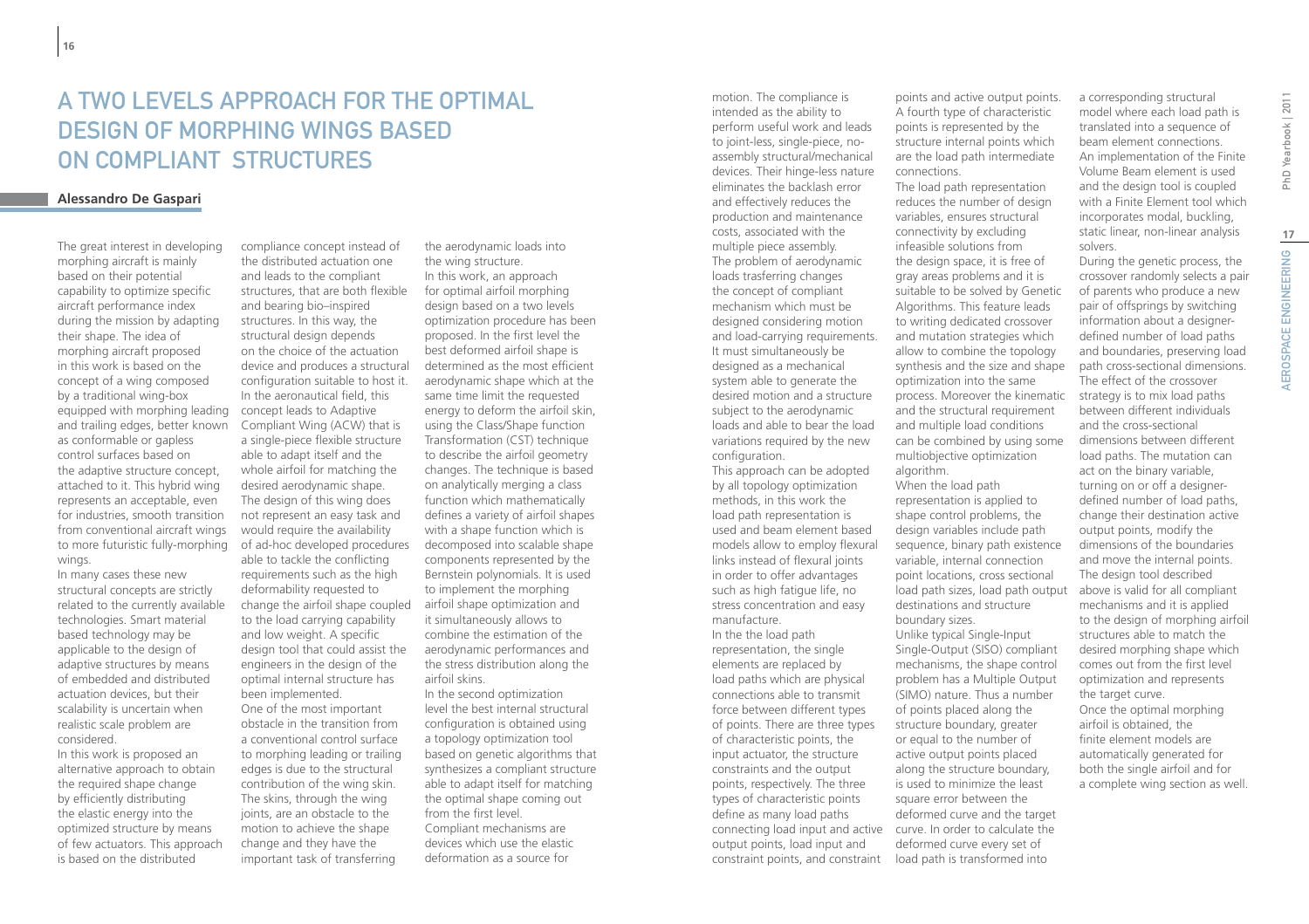# A Two Levels Approach for the Optimal Design of Morphing Wings Based on Compliant Structures

**Alessandro De Gaspari**

The great interest in developing morphing aircraft is mainly based on their potential capability to optimize specific aircraft performance index during the mission by adapting their shape. The idea of morphing aircraft proposed in this work is based on the concept of a wing composed by a traditional wing-box equipped with morphing leading and trailing edges, better known as conformable or gapless control surfaces based on the adaptive structure concept, attached to it. This hybrid wing represents an acceptable, even for industries, smooth transition from conventional aircraft wings to more futuristic fully-morphing wings.

In many cases these new structural concepts are strictly related to the currently available technologies. Smart material based technology may be applicable to the design of adaptive structures by means of embedded and distributed actuation devices, but their scalability is uncertain when realistic scale problem are considered.

In this work is proposed an alternative approach to obtain the required shape change by efficiently distributing the elastic energy into the optimized structure by means of few actuators. This approach is based on the distributed compliance concept instead of the distributed actuation one and leads to the compliant structures, that are both flexible and bearing bio–inspired structures. In this way, the structural design depends on the choice of the actuation device and produces a structural configuration suitable to host it. In the aeronautical field, this concept leads to Adaptive Compliant Wing (ACW) that is a single-piece flexible structure able to adapt itself and the whole airfoil for matching the desired aerodynamic shape. The design of this wing does not represent an easy task and would require the availability of ad-hoc developed procedures able to tackle the conflicting requirements such as the high deformability requested to change the airfoil shape coupled to the load carrying capability and low weight. A specific design tool that could assist the engineers in the design of the optimal internal structure has been implemented.

One of the most important obstacle in the transition from a conventional control surface to morphing leading or trailing edges is due to the structural contribution of the wing skin. The skins, through the wing joints, are an obstacle to the motion to achieve the shape change and they have the important task of transferring the aerodynamic loads into the wing structure.

In this work, an approach for optimal airfoil morphing design based on a two levels optimization procedure has been proposed. In the first level the best deformed airfoil shape is determined as the most efficient aerodynamic shape which at the same time limit the requested energy to deform the airfoil skin, using the Class/Shape function Transformation (CST) technique to describe the airfoil geometry changes. The technique is based on analytically merging a class function which mathematically defines a variety of airfoil shapes with a shape function which is decomposed into scalable shape components represented by the Bernstein polynomials. It is used to implement the morphing airfoil shape optimization and it simultaneously allows to combine the estimation of the aerodynamic performances and the stress distribution along the airfoil skins.

In the second optimization level the best internal structural configuration is obtained using a topology optimization tool based on genetic algorithms that synthesizes a compliant structure able to adapt itself for matching the optimal shape coming out from the first level.

Compliant mechanisms are devices which use the elastic deformation as a source for motion. The compliance is intended as the ability to perform useful work and leads to joint-less, single-piece, no-assembly structural/mechanical devices. Their hinge-less nature eliminates the backlash error and effectively reduces the production and maintenance costs, associated with the multiple piece assembly.

The problem of aerodynamic loads trasferring changes the concept of compliant mechanism which must be designed considering motion and load-carrying requirements. It must simultaneously be designed as a mechanical system able to generate the desired motion and a structure subject to the aerodynamic loads and able to bear the load variations required by the new configuration.

This approach can be adopted by all topology optimization methods, in this work the load path representation is used and beam element based models allow to employ flexural links instead of flexural joints in order to offer advantages such as high fatigue life, no stress concentration and easy manufacture.

In the the load path representation, the single elements are replaced by load paths which are physical connections able to transmit force between different types of points. There are three types of characteristic points, the input actuator, the structure constraints and the output points, respectively. The three types of characteristic points define as many load paths connecting load input and active output points, load input and constraint points, and constraint points and active output points. A fourth type of characteristic points is represented by the structure internal points which are the load path intermediate connections.

The load path representation reduces the number of design variables, ensures structural connectivity by excluding infeasible solutions from the design space, it is free of gray areas problems and it is suitable to be solved by Genetic Algorithms. This feature leads to writing dedicated crossover and mutation strategies which allow to combine the topology synthesis and the size and shape optimization into the same process. Moreover the kinematic and the structural requirement and multiple load conditions can be combined by using some multiobjective optimization algorithm.

When the load path representation is applied to shape control problems, the design variables include path sequence, binary path existence variable, internal connection point locations, cross sectional load path sizes, load path output destinations and structure boundary sizes.

Unlike typical Single-Input Single-Output (SISO) compliant mechanisms, the shape control problem has a Multiple Output (SIMO) nature. Thus a number of points placed along the structure boundary, greater or equal to the number of active output points placed along the structure boundary, is used to minimize the least square error between the deformed curve and the target curve. In order to calculate the deformed curve every set of load path is transformed into a corresponding structural model where each load path is translated into a sequence of beam element connections.

An implementation of the Finite Volume Beam element is used and the design tool is coupled with a Finite Element tool which incorporates modal, buckling, static linear, non-linear analysis solvers.

During the genetic process, the crossover randomly selects a pair of parents who produce a new pair of offsprings by switching information about a designer-defined number of load paths and boundaries, preserving load path cross-sectional dimensions. The effect of the crossover strategy is to mix load paths between different individuals and the cross-sectional dimensions between different load paths. The mutation can act on the binary variable, turning on or off a designer-defined number of load paths, change their destination active output points, modify the dimensions of the boundaries and move the internal points.

The design tool described above is valid for all compliant mechanisms and it is applied to the design of morphing airfoil structures able to match the desired morphing shape which comes out from the first level optimization and represents the target curve.

Once the optimal morphing airfoil is obtained, the finite element models are automatically generated for both the single airfoil and for a complete wing section as well.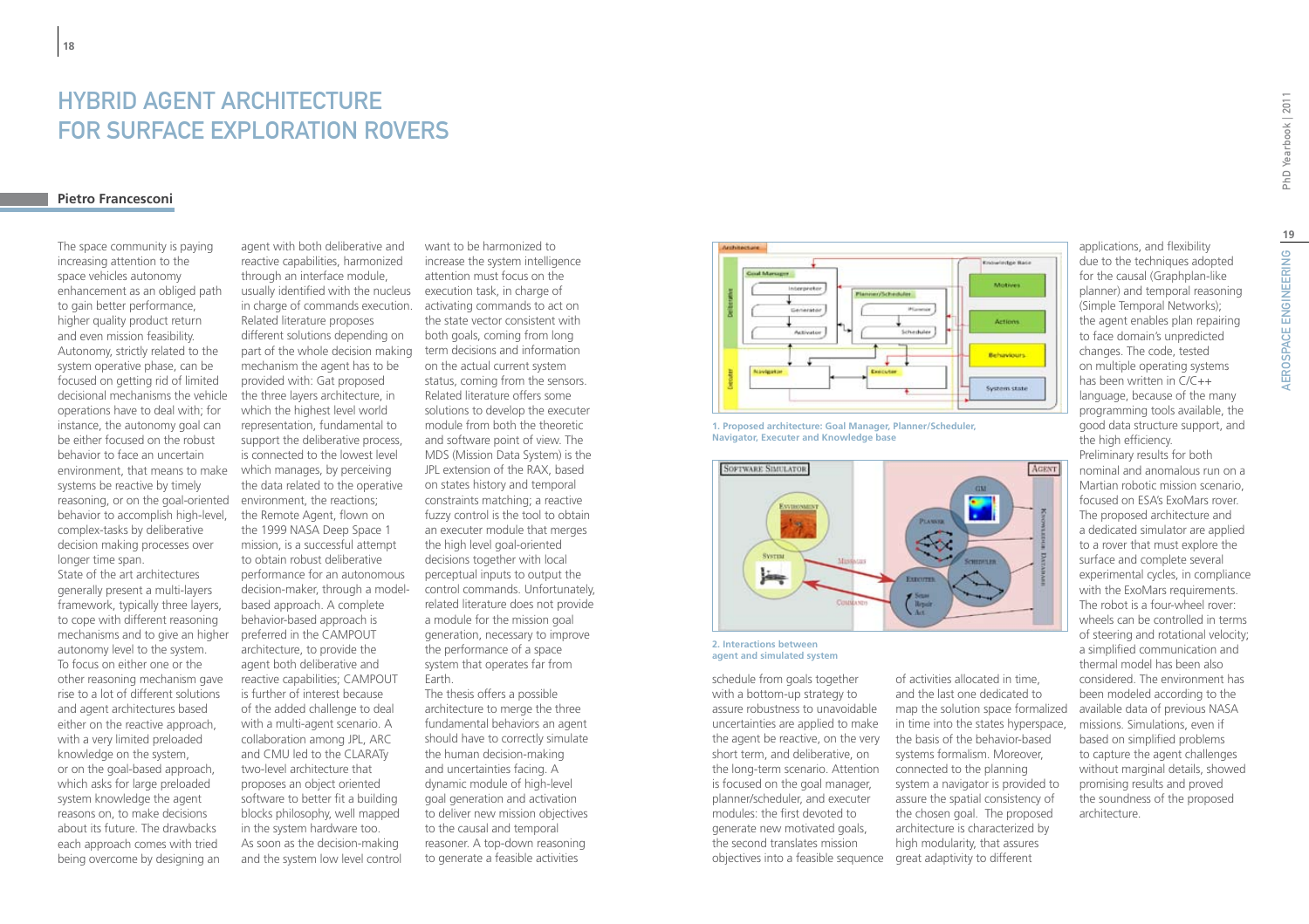# HYBRID AGENT ARCHITECTURE FOR SURFACE EXPLORATION ROVERS

**Pietro Francesconi**

The space community is paying increasing attention to the space vehicles autonomy enhancement as an obliged path to gain better performance, higher quality product return and even mission feasibility. Autonomy, strictly related to the system operative phase, can be focused on getting rid of limited decisional mechanisms the vehicle operations have to deal with; for instance, the autonomy goal can be either focused on the robust behavior to face an uncertain environment, that means to make systems be reactive by timely reasoning, or on the goal-oriented behavior to accomplish high-level, complex-tasks by deliberative decision making processes over longer time span.

State of the art architectures generally present a multi-layers framework, typically three layers, to cope with different reasoning mechanisms and to give an higher autonomy level to the system. To focus on either one or the other reasoning mechanism gave rise to a lot of different solutions and agent architectures based either on the reactive approach, with a very limited preloaded knowledge on the system, or on the goal-based approach, which asks for large preloaded system knowledge the agent reasons on, to make decisions about its future. The drawbacks each approach comes with tried being overcome by designing an agent with both deliberative and reactive capabilities, harmonized through an interface module, usually identified with the nucleus in charge of commands execution. Related literature proposes different solutions depending on part of the whole decision making mechanism the agent has to be provided with: Gat proposed the three layers architecture, in which the highest level world representation, fundamental to support the deliberative process, is connected to the lowest level which manages, by perceiving the data related to the operative environment, the reactions; the Remote Agent, flown on the 1999 NASA Deep Space 1 mission, is a successful attempt to obtain robust deliberative performance for an autonomous decision-maker, through a model-based approach. A complete behavior-based approach is preferred in the CAMPOUT architecture, to provide the agent both deliberative and reactive capabilities; CAMPOUT is further of interest because of the added challenge to deal with a multi-agent scenario. A collaboration among JPL, ARC and CMU led to the CLARATy two-level architecture that proposes an object oriented software to better fit a building blocks philosophy, well mapped in the system hardware too.

As soon as the decision-making and the system low level control want to be harmonized to increase the system intelligence attention must focus on the execution task, in charge of activating commands to act on the state vector consistent with both goals, coming from long term decisions and information on the actual current system status, coming from the sensors. Related literature offers some solutions to develop the executer module from both the theoretic and software point of view. The MDS (Mission Data System) is the JPL extension of the RAX, based on states history and temporal constraints matching; a reactive fuzzy control is the tool to obtain an executer module that merges the high level goal-oriented decisions together with local perceptual inputs to output the control commands. Unfortunately, related literature does not provide a module for the mission goal generation, necessary to improve the performance of a space system that operates far from Earth.

The thesis offers a possible architecture to merge the three fundamental behaviors an agent should have to correctly simulate the human decision-making and uncertainties facing. A dynamic module of high-level goal generation and activation to deliver new mission objectives to the causal and temporal reasoner. A top-down reasoning to generate a feasible activities schedule from goals together with a bottom-up strategy to assure robustness to unavoidable uncertainties are applied to make the agent be reactive, on the very short term, and deliberative, on the long-term scenario. Attention is focused on the goal manager, planner/scheduler, and executer modules: the first devoted to generate new motivated goals, the second translates mission objectives into a feasible sequence of activities allocated in time, and the last one dedicated to map the solution space formalized in time into the states hyperspace, the basis of the behavior-based systems formalism. Moreover, connected to the planning system a navigator is provided to assure the spatial consistency of the chosen goal. The proposed architecture is characterized by high modularity, that assures great adaptivity to different applications, and flexibility due to the techniques adopted for the causal (Graphplan-like planner) and temporal reasoning (Simple Temporal Networks); the agent enables plan repairing to face domain's unpredicted changes. The code, tested on multiple operating systems has been written in C/C++ language, because of the many programming tools available, the good data structure support, and the high efficiency.

Preliminary results for both nominal and anomalous run on a Martian robotic mission scenario, focused on ESA's ExoMars rover. The proposed architecture and a dedicated simulator are applied to a rover that must explore the surface and complete several experimental cycles, in compliance with the ExoMars requirements. The robot is a four-wheel rover: wheels can be controlled in terms of steering and rotational velocity; a simplified communication and thermal model has been also considered. The environment has been modeled according to the available data of previous NASA missions. Simulations, even if based on simplified problems to capture the agent challenges without marginal details, showed promising results and proved the soundness of the proposed architecture.

**1. Proposed architecture: Goal Manager, Planner/Scheduler, Navigator, Executer and Knowledge base**

**2. Interactions between agent and simulated system**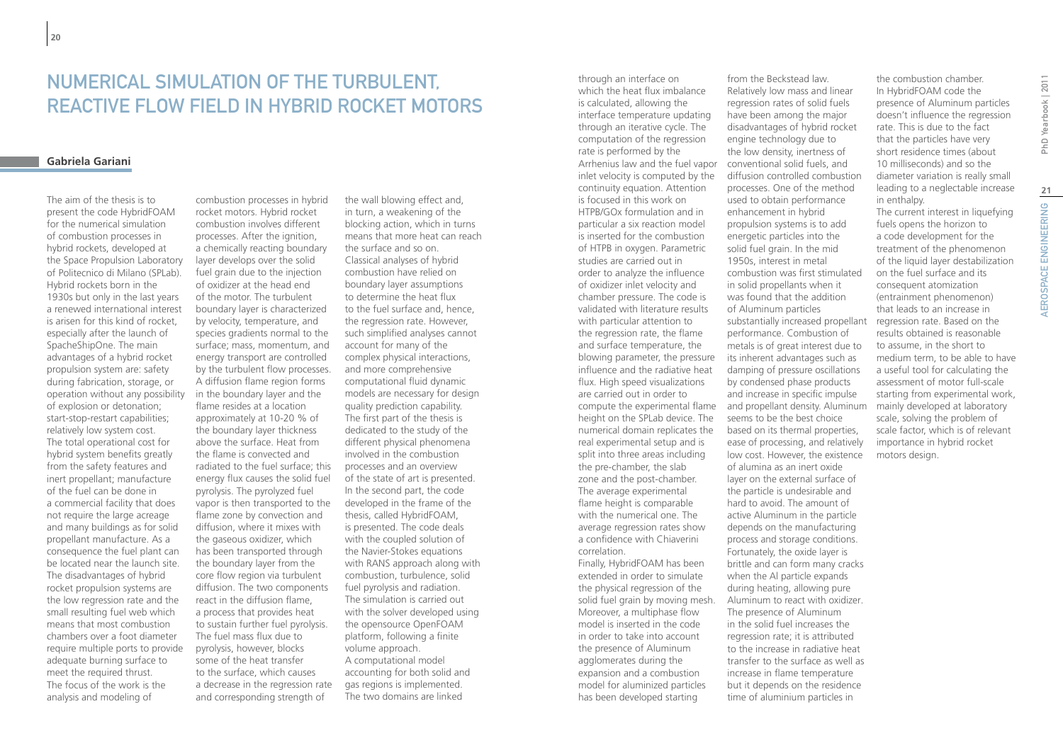# Numerical Simulation of the Turbulent, Reactive Flow Field in Hybrid Rocket Motors

**Gabriela Gariani**

The aim of the thesis is to present the code HybridFOAM for the numerical simulation of combustion processes in hybrid rockets, developed at the Space Propulsion Laboratory of Politecnico di Milano (SPLab). Hybrid rockets born in the 1930s but only in the last years a renewed international interest is arisen for this kind of rocket, especially after the launch of SpacheShipOne. The main advantages of a hybrid rocket propulsion system are: safety during fabrication, storage, or operation without any possibility of explosion or detonation; start-stop-restart capabilities; relatively low system cost. The total operational cost for hybrid system benefits greatly from the safety features and inert propellant; manufacture of the fuel can be done in a commercial facility that does not require the large acreage and many buildings as for solid propellant manufacture. As a consequence the fuel plant can be located near the launch site. The disadvantages of hybrid rocket propulsion systems are the low regression rate and the small resulting fuel web which means that most combustion chambers over a foot diameter require multiple ports to provide adequate burning surface to meet the required thrust. The focus of the work is the analysis and modeling of combustion processes in hybrid rocket motors. Hybrid rocket combustion involves different processes. After the ignition, a chemically reacting boundary layer develops over the solid fuel grain due to the injection of oxidizer at the head end of the motor. The turbulent boundary layer is characterized by velocity, temperature, and species gradients normal to the surface; mass, momentum, and energy transport are controlled by the turbulent flow processes. A diffusion flame region forms in the boundary layer and the flame resides at a location approximately at 10-20 % of the boundary layer thickness above the surface. Heat from the flame is convected and radiated to the fuel surface; this energy flux causes the solid fuel pyrolysis. The pyrolyzed fuel vapor is then transported to the flame zone by convection and diffusion, where it mixes with the gaseous oxidizer, which has been transported through the boundary layer from the core flow region via turbulent diffusion. The two components react in the diffusion flame, a process that provides heat to sustain further fuel pyrolysis. The fuel mass flux due to pyrolysis, however, blocks some of the heat transfer to the surface, which causes a decrease in the regression rate and corresponding strength of the wall blowing effect and, in turn, a weakening of the blocking action, which in turns means that more heat can reach the surface and so on. Classical analyses of hybrid combustion have relied on boundary layer assumptions to determine the heat flux to the fuel surface and, hence, the regression rate. However, such simplified analyses cannot account for many of the complex physical interactions, and more comprehensive computational fluid dynamic models are necessary for design quality prediction capability. The first part of the thesis is dedicated to the study of the different physical phenomena involved in the combustion processes and an overview of the state of art is presented. In the second part, the code developed in the frame of the thesis, called HybridFOAM, is presented. The code deals with the coupled solution of the Navier-Stokes equations with RANS approach along with combustion, turbulence, solid fuel pyrolysis and radiation. The simulation is carried out with the solver developed using the opensource OpenFOAM platform, following a finite volume approach. A computational model accounting for both solid and gas regions is implemented. The two domains are linked through an interface on which the heat flux imbalance is calculated, allowing the interface temperature updating through an iterative cycle. The computation of the regression rate is performed by the Arrhenius law and the fuel vapor inlet velocity is computed by the continuity equation. Attention is focused in this work on HTPB/GOx formulation and in particular a six reaction model is inserted for the combustion of HTPB in oxygen. Parametric studies are carried out in order to analyze the influence of oxidizer inlet velocity and chamber pressure. The code is validated with literature results with particular attention to the regression rate, the flame and surface temperature, the blowing parameter, the pressure influence and the radiative heat flux. High speed visualizations are carried out in order to compute the experimental flame height on the SPLab device. The numerical domain replicates the real experimental setup and is split into three areas including the pre-chamber, the slab zone and the post-chamber. The average experimental flame height is comparable with the numerical one. The average regression rates show a confidence with Chiaverini correlation.

Finally, HybridFOAM has been extended in order to simulate the physical regression of the solid fuel grain by moving mesh. Moreover, a multiphase flow model is inserted in the code in order to take into account the presence of Aluminum agglomerates during the expansion and a combustion model for aluminized particles has been developed starting from the Beckstead law. Relatively low mass and linear regression rates of solid fuels have been among the major disadvantages of hybrid rocket engine technology due to the low density, inertness of conventional solid fuels, and diffusion controlled combustion processes. One of the method used to obtain performance enhancement in hybrid propulsion systems is to add energetic particles into the solid fuel grain. In the mid 1950s, interest in metal combustion was first stimulated in solid propellants when it was found that the addition of Aluminum particles substantially increased propellant performance. Combustion of metals is of great interest due to its inherent advantages such as damping of pressure oscillations by condensed phase products and increase in specific impulse and propellant density. Aluminum seems to be the best choice based on its thermal properties, ease of processing, and relatively low cost. However, the existence of alumina as an inert oxide layer on the external surface of the particle is undesirable and hard to avoid. The amount of active Aluminum in the particle depends on the manufacturing process and storage conditions. Fortunately, the oxide layer is brittle and can form many cracks when the Al particle expands during heating, allowing pure Aluminum to react with oxidizer. The presence of Aluminum in the solid fuel increases the regression rate; it is attributed to the increase in radiative heat transfer to the surface as well as increase in flame temperature but it depends on the residence time of aluminium particles in the combustion chamber. In HybridFOAM code the presence of Aluminum particles doesn't influence the regression rate. This is due to the fact that the particles have very short residence times (about 10 milliseconds) and so the diameter variation is really small leading to a neglectable increase in enthalpy.

The current interest in liquefying fuels opens the horizon to a code development for the treatment of the phenomenon of the liquid layer destabilization on the fuel surface and its consequent atomization (entrainment phenomenon) that leads to an increase in regression rate. Based on the results obtained is reasonable to assume, in the short to medium term, to be able to have a useful tool for calculating the assessment of motor full-scale starting from experimental work, mainly developed at laboratory scale, solving the problem of scale factor, which is of relevant importance in hybrid rocket motors design.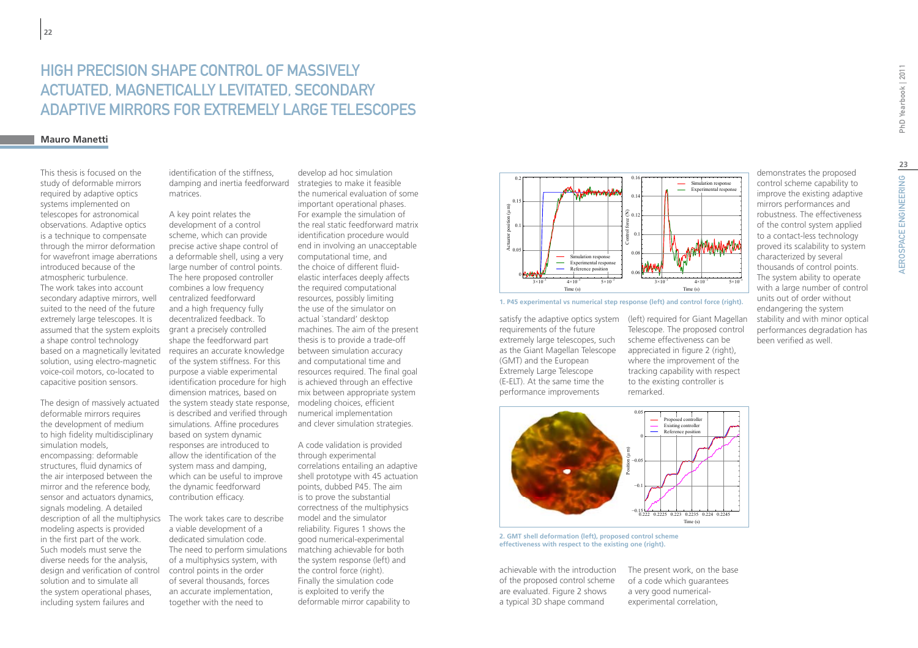# HIGH PRECISION SHAPE CONTROL OF MASSIVELY ACTUATED, MAGNETICALLY LEVITATED, SECONDARY ADAPTIVE MIRRORS FOR EXTREMELY LARGE TELESCOPES

**Mauro Manetti**

This thesis is focused on the study of deformable mirrors required by adaptive optics systems implemented on telescopes for astronomical observations. Adaptive optics is a technique to compensate through the mirror deformation for wavefront image aberrations introduced because of the atmospheric turbulence. The work takes into account secondary adaptive mirrors, well suited to the need of the future extremely large telescopes. It is assumed that the system exploits a shape control technology based on a magnetically levitated solution, using electro-magnetic voice-coil motors, co-located to capacitive position sensors.

The design of massively actuated deformable mirrors requires the development of medium to high fidelity multidisciplinary simulation models, encompassing: deformable structures, fluid dynamics of the air interposed between the mirror and the reference body, sensor and actuators dynamics, signals modeling. A detailed description of all the multiphysics modeling aspects is provided in the first part of the work. Such models must serve the diverse needs for the analysis, design and verification of control solution and to simulate all the system operational phases, including system failures and identification of the stiffness, damping and inertia feedforward matrices.

A key point relates the development of a control scheme, which can provide precise active shape control of a deformable shell, using a very large number of control points. The here proposed controller combines a low frequency centralized feedforward and a high frequency fully decentralized feedback. To grant a precisely controlled shape the feedforward part requires an accurate knowledge of the system stiffness. For this purpose a viable experimental identification procedure for high dimension matrices, based on the system steady state response, is described and verified through simulations. Affine procedures based on system dynamic responses are introduced to allow the identification of the system mass and damping, which can be useful to improve the dynamic feedforward contribution efficacy.

The work takes care to describe a viable development of a dedicated simulation code. The need to perform simulations of a multiphysics system, with control points in the order of several thousands, forces an accurate implementation, together with the need to develop ad hoc simulation strategies to make it feasible the numerical evaluation of some important operational phases. For example the simulation of the real static feedforward matrix identification procedure would end in involving an unacceptable computational time, and the choice of different fluid-elastic interfaces deeply affects the required computational resources, possibly limiting the use of the simulator on actual `standard' desktop machines. The aim of the present thesis is to provide a trade-off between simulation accuracy and computational time and resources required. The final goal is achieved through an effective mix between appropriate system modeling choices, efficient numerical implementation and clever simulation strategies.

A code validation is provided through experimental correlations entailing an adaptive shell prototype with 45 actuation points, dubbed P45. The aim is to prove the substantial correctness of the multiphysics model and the simulator reliability. Figures 1 shows the good numerical-experimental matching achievable for both the system response (left) and the control force (right). Finally the simulation code is exploited to verify the deformable mirror capability to satisfy the adaptive optics system requirements of the future extremely large telescopes, such as the Giant Magellan Telescope (GMT) and the European Extremely Large Telescope (E-ELT). At the same time the performance improvements achievable with the introduction of the proposed control scheme are evaluated. Figure 2 shows a typical 3D shape command (left) required for Giant Magellan Telescope. The proposed control scheme effectiveness can be appreciated in figure 2 (right), where the improvement of the tracking capability with respect to the existing controller is remarked.

**1. P45 experimental vs numerical step response (left) and control force (right).**

**2. GMT shell deformation (left), proposed control scheme effectiveness with respect to the existing one (right).**

The present work, on the base of a code which guarantees a very good numerical-experimental correlation, demonstrates the proposed control scheme capability to improve the existing adaptive mirrors performances and robustness. The effectiveness of the control system applied to a contact-less technology proved its scalability to system characterized by several thousands of control points. The system ability to operate with a large number of control units out of order without endangering the system stability and with minor optical performances degradation has been verified as well.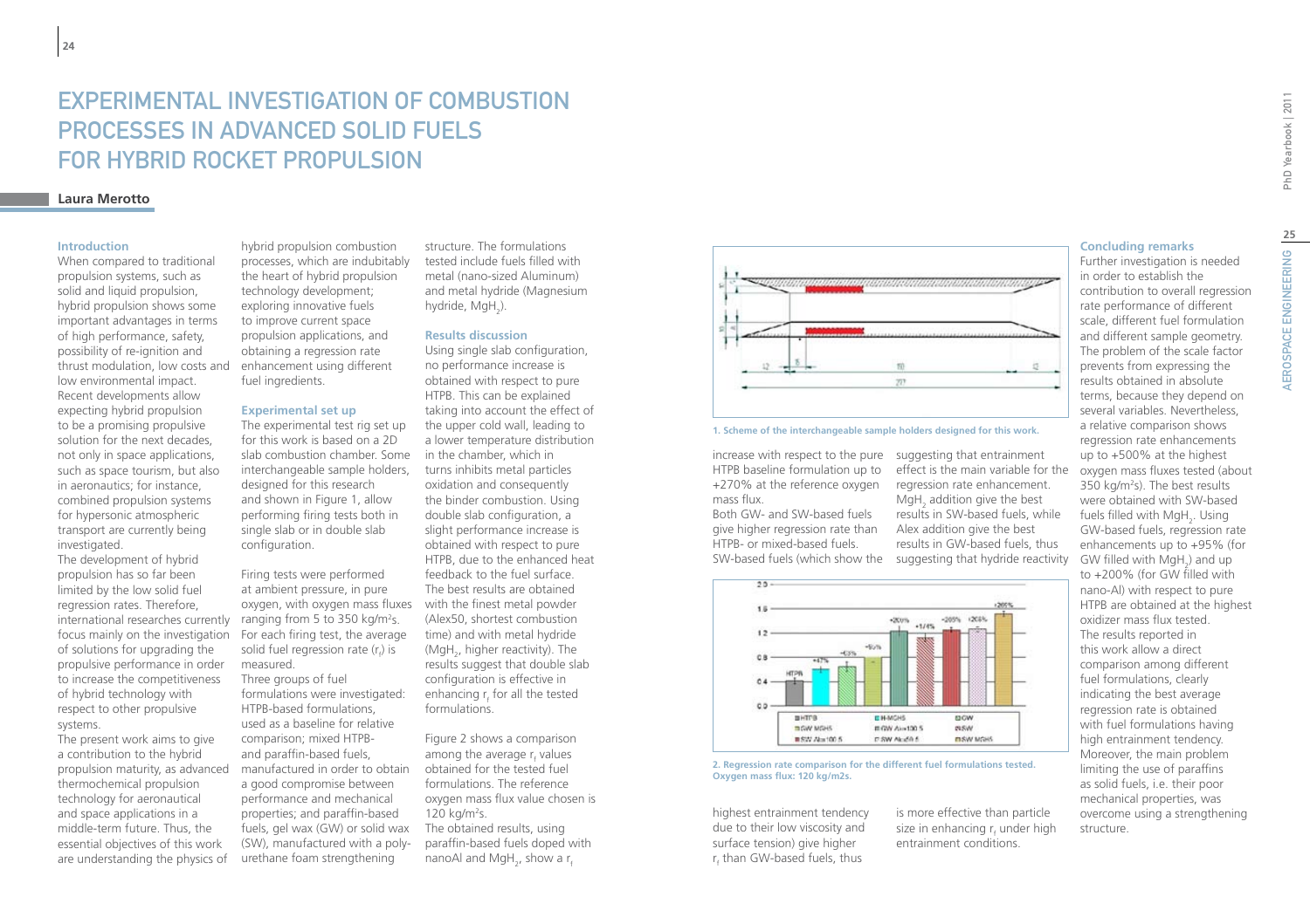# EXPERIMENTAL INVESTIGATION OF COMBUSTION PROCESSES IN ADVANCED SOLID FUELS FOR HYBRID ROCKET PROPULSION

**Laura Merotto**

### Introduction

When compared to traditional propulsion systems, such as solid and liquid propulsion, hybrid propulsion shows some important advantages in terms of high performance, safety, possibility of re-ignition and thrust modulation, low costs and low environmental impact. Recent developments allow expecting hybrid propulsion to be a promising propulsive solution for the next decades, not only in space applications, such as space tourism, but also in aeronautics; for instance, combined propulsion systems for hypersonic atmospheric transport are currently being investigated.

The development of hybrid propulsion has so far been limited by the low solid fuel regression rates. Therefore, international researches currently focus mainly on the investigation of solutions for upgrading the propulsive performance in order to increase the competitiveness of hybrid technology with respect to other propulsive systems.

The present work aims to give a contribution to the hybrid propulsion maturity, as advanced thermochemical propulsion technology for aeronautical and space applications in a middle-term future. Thus, the essential objectives of this work are understanding the physics of hybrid propulsion combustion processes, which are indubitably the heart of hybrid propulsion technology development; exploring innovative fuels to improve current space propulsion applications, and obtaining a regression rate enhancement using different fuel ingredients.

### Experimental set up

The experimental test rig set up for this work is based on a 2D slab combustion chamber. Some interchangeable sample holders, designed for this research and shown in Figure 1, allow performing firing tests both in single slab or in double slab configuration.

Firing tests were performed at ambient pressure, in pure oxygen, with oxygen mass fluxes ranging from 5 to 350 kg/m$^2$s. For each firing test, the average solid fuel regression rate ($r_f$) is measured.

Three groups of fuel formulations were investigated: HTPB-based formulations, used as a baseline for relative comparison; mixed HTPB- and paraffin-based fuels, manufactured in order to obtain a good compromise between performance and mechanical properties; and paraffin-based fuels, gel wax (GW) or solid wax (SW), manufactured with a polyurethane foam strengthening structure. The formulations tested include fuels filled with metal (nano-sized Aluminum) and metal hydride (Magnesium hydride, $MgH_2$).

### Results discussion

Using single slab configuration, no performance increase is obtained with respect to pure HTPB. This can be explained taking into account the effect of the upper cold wall, leading to a lower temperature distribution in the chamber, which in turns inhibits metal particles oxidation and consequently the binder combustion. Using double slab configuration, a slight performance increase is obtained with respect to pure HTPB, due to the enhanced heat feedback to the fuel surface. The best results are obtained with the finest metal powder (Alex50, shortest combustion time) and with metal hydride ($MgH_2$, higher reactivity). The results suggest that double slab configuration is effective in enhancing $r_f$ for all the tested formulations.

Figure 2 shows a comparison among the average $r_f$ values obtained for the tested fuel formulations. The reference oxygen mass flux value chosen is 120 kg/m$^2$s.

The obtained results, using paraffin-based fuels doped with nanoAl and $MgH_2$, show a $r_f$ increase with respect to the pure HTPB baseline formulation up to +270% at the reference oxygen mass flux.

Both GW- and SW-based fuels give higher regression rate than HTPB- or mixed-based fuels. SW-based fuels (which show the highest entrainment tendency due to their low viscosity and surface tension) give higher $r_f$ than GW-based fuels, thus suggesting that entrainment effect is the main variable for the regression rate enhancement. $MgH_2$ addition give the best results in SW-based fuels, while Alex addition give the best results in GW-based fuels, thus suggesting that hydride reactivity is more effective than particle size in enhancing $r_f$ under high entrainment conditions.

1. Scheme of the interchangeable sample holders designed for this work.

2. Regression rate comparison for the different fuel formulations tested. Oxygen mass flux: 120 kg/m2s.

### Concluding remarks

Further investigation is needed in order to establish the contribution to overall regression rate performance of different scale, different fuel formulation and different sample geometry. The problem of the scale factor prevents from expressing the results obtained in absolute terms, because they depend on several variables. Nevertheless, a relative comparison shows regression rate enhancements up to +500% at the highest oxygen mass fluxes tested (about 350 kg/m$^2$s). The best results were obtained with SW-based fuels filled with $MgH_2$. Using GW-based fuels, regression rate enhancements up to +95% (for GW filled with $MgH_2$) and up to +200% (for GW filled with nano-Al) with respect to pure HTPB are obtained at the highest oxidizer mass flux tested.

The results reported in this work allow a direct comparison among different fuel formulations, clearly indicating the best average regression rate is obtained with fuel formulations having high entrainment tendency. Moreover, the main problem limiting the use of paraffins as solid fuels, i.e. their poor mechanical properties, was overcome using a strengthening structure.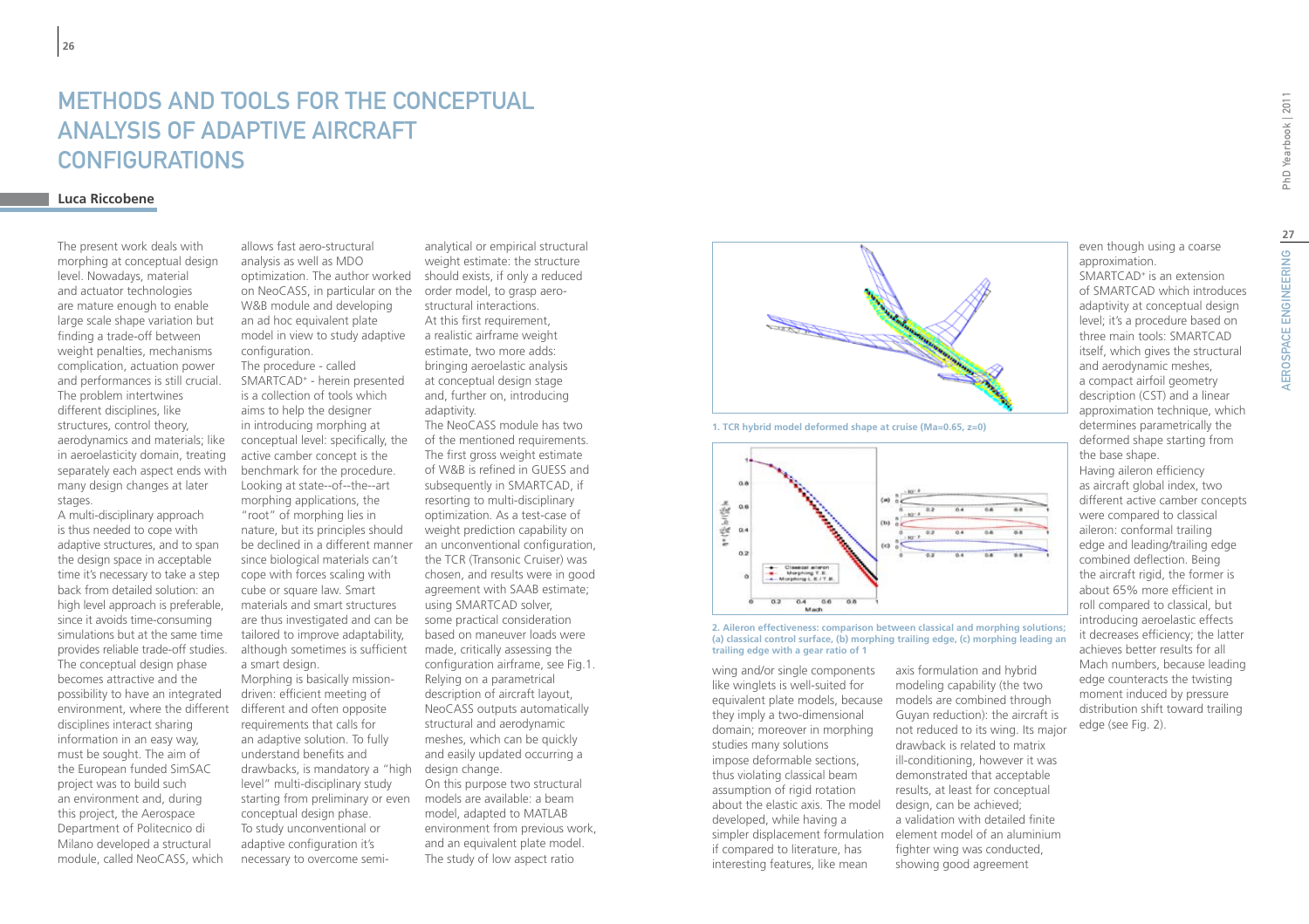# METHODS AND TOOLS FOR THE CONCEPTUAL ANALYSIS OF ADAPTIVE AIRCRAFT CONFIGURATIONS

**Luca Riccobene**

The present work deals with morphing at conceptual design level. Nowadays, material and actuator technologies are mature enough to enable large scale shape variation but finding a trade-off between weight penalties, mechanisms complication, actuation power and performances is still crucial. The problem intertwines different disciplines, like structures, control theory, aerodynamics and materials; like in aeroelasticity domain, treating separately each aspect ends with many design changes at later stages.

A multi-disciplinary approach is thus needed to cope with adaptive structures, and to span the design space in acceptable time it's necessary to take a step back from detailed solution: an high level approach is preferable, since it avoids time-consuming simulations but at the same time provides reliable trade-off studies. The conceptual design phase becomes attractive and the possibility to have an integrated environment, where the different disciplines interact sharing information in an easy way, must be sought. The aim of the European funded SimSAC project was to build such an environment and, during this project, the Aerospace Department of Politecnico di Milano developed a structural module, called NeoCASS, which allows fast aero-structural analysis as well as MDO optimization. The author worked on NeoCASS, in particular on the W&B module and developing an ad hoc equivalent plate model in view to study adaptive configuration.

The procedure - called SMARTCAD⁺ - herein presented is a collection of tools which aims to help the designer in introducing morphing at conceptual level: specifically, the active camber concept is the benchmark for the procedure. Looking at state--of--the--art morphing applications, the "root" of morphing lies in nature, but its principles should be declined in a different manner since biological materials can't cope with forces scaling with cube or square law. Smart materials and smart structures are thus investigated and can be tailored to improve adaptability, although sometimes is sufficient a smart design.

Morphing is basically mission-driven: efficient meeting of different and often opposite requirements that calls for an adaptive solution. To fully understand benefits and drawbacks, is mandatory a "high level" multi-disciplinary study starting from preliminary or even conceptual design phase.

To study unconventional or adaptive configuration it's necessary to overcome semi-analytical or empirical structural weight estimate: the structure should exists, if only a reduced order model, to grasp aero-structural interactions.

At this first requirement, a realistic airframe weight estimate, two more adds: bringing aeroelastic analysis at conceptual design stage and, further on, introducing adaptivity.

The NeoCASS module has two of the mentioned requirements. The first gross weight estimate of W&B is refined in GUESS and subsequently in SMARTCAD, if resorting to multi-disciplinary optimization. As a test-case of weight prediction capability on an unconventional configuration, the TCR (Transonic Cruiser) was chosen, and results were in good agreement with SAAB estimate; using SMARTCAD solver, some practical consideration based on maneuver loads were made, critically assessing the configuration airframe, see Fig.1. Relying on a parametrical description of aircraft layout, NeoCASS outputs automatically structural and aerodynamic meshes, which can be quickly and easily updated occurring a design change.

On this purpose two structural models are available: a beam model, adapted to MATLAB environment from previous work, and an equivalent plate model. The study of low aspect ratio wing and/or single components like winglets is well-suited for equivalent plate models, because they imply a two-dimensional domain; moreover in morphing studies many solutions impose deformable sections, thus violating classical beam assumption of rigid rotation about the elastic axis. The model developed, while having a simpler displacement formulation if compared to literature, has interesting features, like mean axis formulation and hybrid modeling capability (the two models are combined through Guyan reduction): the aircraft is not reduced to its wing. Its major drawback is related to matrix ill-conditioning, however it was demonstrated that acceptable results, at least for conceptual design, can be achieved; a validation with detailed finite element model of an aluminium fighter wing was conducted, showing good agreement even though using a coarse approximation.

**1. TCR hybrid model deformed shape at cruise (Ma=0.65, z=0)**

**2. Aileron effectiveness: comparison between classical and morphing solutions; (a) classical control surface, (b) morphing trailing edge, (c) morphing leading an trailing edge with a gear ratio of 1**

SMARTCAD⁺ is an extension of SMARTCAD which introduces adaptivity at conceptual design level; it's a procedure based on three main tools: SMARTCAD itself, which gives the structural and aerodynamic meshes, a compact airfoil geometry description (CST) and a linear approximation technique, which determines parametrically the deformed shape starting from the base shape.

Having aileron efficiency as aircraft global index, two different active camber concepts were compared to classical aileron: conformal trailing edge and leading/trailing edge combined deflection. Being the aircraft rigid, the former is about 65% more efficient in roll compared to classical, but introducing aeroelastic effects it decreases efficiency; the latter achieves better results for all Mach numbers, because leading edge counteracts the twisting moment induced by pressure distribution shift toward trailing edge (see Fig. 2).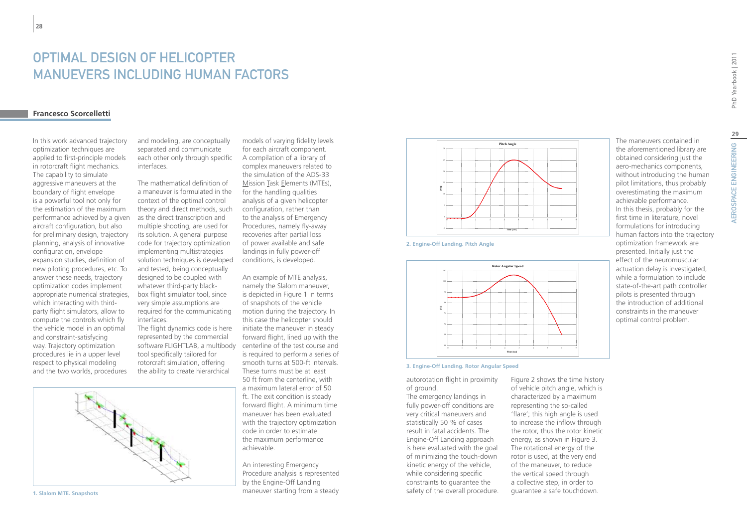# OPTIMAL DESIGN OF HELICOPTER MANUEVERS INCLUDING HUMAN FACTORS

**Francesco Scorcelletti**

In this work advanced trajectory optimization techniques are applied to first-principle models in rotorcraft flight mechanics. The capability to simulate aggressive maneuvers at the boundary of flight envelope is a powerful tool not only for the estimation of the maximum performance achieved by a given aircraft configuration, but also for preliminary design, trajectory planning, analysis of innovative configuration, envelope expansion studies, definition of new piloting procedures, etc. To answer these needs, trajectory optimization codes implement appropriate numerical strategies, which interacting with third-party flight simulators, allow to compute the controls which fly the vehicle model in an optimal and constraint-satisfying way. Trajectory optimization procedures lie in a upper level respect to physical modeling and the two worlds, procedures and modeling, are conceptually separated and communicate each other only through specific interfaces.

The mathematical definition of a maneuver is formulated in the context of the optimal control theory and direct methods, such as the direct transcription and multiple shooting, are used for its solution. A general purpose code for trajectory optimization implementing multistrategies solution techniques is developed and tested, being conceptually designed to be coupled with whatever third-party black-box flight simulator tool, since very simple assumptions are required for the communicating interfaces.
The flight dynamics code is here represented by the commercial software FLIGHTLAB, a multibody tool specifically tailored for rotorcraft simulation, offering the ability to create hierarchical models of varying fidelity levels for each aircraft component. A compilation of a library of complex maneuvers related to the simulation of the ADS-33 Mission Task Elements (MTEs), for the handling qualities analysis of a given helicopter configuration, rather than to the analysis of Emergency Procedures, namely fly-away recoveries after partial loss of power available and safe landings in fully power-off conditions, is developed.

An example of MTE analysis, namely the Slalom maneuver, is depicted in Figure 1 in terms of snapshots of the vehicle motion during the trajectory. In this case the helicopter should initiate the maneuver in steady forward flight, lined up with the centerline of the test course and is required to perform a series of smooth turns at 500-ft intervals. These turns must be at least 50 ft from the centerline, with a maximum lateral error of 50 ft. The exit condition is steady forward flight. A minimum time maneuver has been evaluated with the trajectory optimization code in order to estimate the maximum performance achievable.

**1. Slalom MTE. Snapshots**

An interesting Emergency Procedure analysis is represented by the Engine-Off Landing maneuver starting from a steady autorotation flight in proximity of ground.
The emergency landings in fully power-off conditions are very critical maneuvers and statistically 50 % of cases result in fatal accidents. The Engine-Off Landing approach is here evaluated with the goal of minimizing the touch-down kinetic energy of the vehicle, while considering specific constraints to guarantee the safety of the overall procedure.

**2. Engine-Off Landing. Pitch Angle**

**3. Engine-Off Landing. Rotor Angular Speed**

Figure 2 shows the time history of vehicle pitch angle, which is characterized by a maximum representing the so-called 'flare'; this high angle is used to increase the inflow through the rotor, thus the rotor kinetic energy, as shown in Figure 3. The rotational energy of the rotor is used, at the very end of the maneuver, to reduce the vertical speed through a collective step, in order to guarantee a safe touchdown.

The maneuvers contained in the aforementioned library are obtained considering just the aero-mechanics components, without introducing the human pilot limitations, thus probably overestimating the maximum achievable performance.
In this thesis, probably for the first time in literature, novel formulations for introducing human factors into the trajectory optimization framework are presented. Initially just the effect of the neuromuscular actuation delay is investigated, while a formulation to include state-of-the-art path controller pilots is presented through the introduction of additional constraints in the maneuver optimal control problem.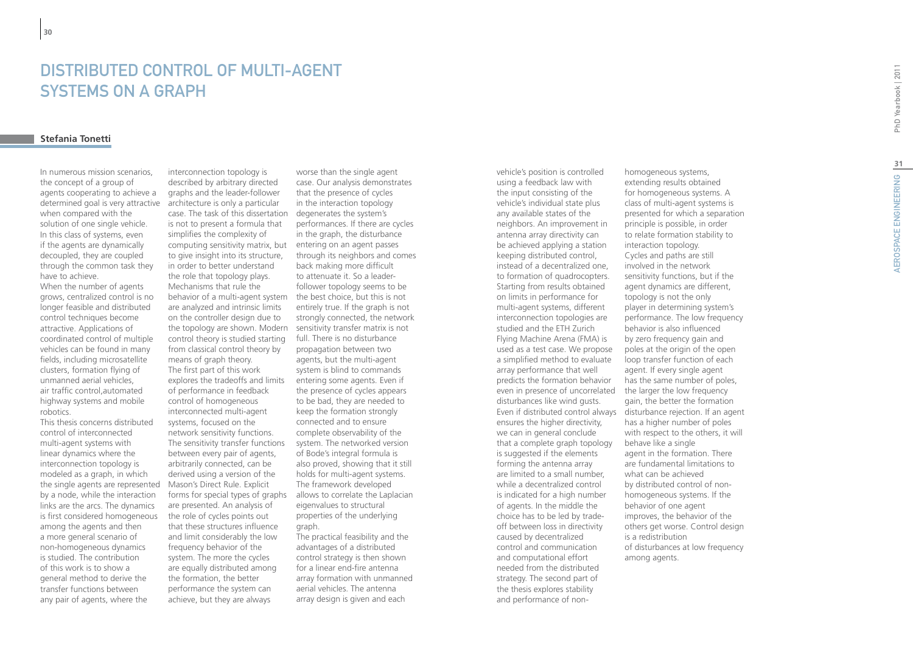# DISTRIBUTED CONTROL OF MULTI-AGENT SYSTEMS ON A GRAPH

**Stefania Tonetti**

In numerous mission scenarios, the concept of a group of agents cooperating to achieve a determined goal is very attractive when compared with the solution of one single vehicle. In this class of systems, even if the agents are dynamically decoupled, they are coupled through the common task they have to achieve.

When the number of agents grows, centralized control is no longer feasible and distributed control techniques become attractive. Applications of coordinated control of multiple vehicles can be found in many fields, including microsatellite clusters, formation flying of unmanned aerial vehicles, air traffic control,automated highway systems and mobile robotics.

This thesis concerns distributed control of interconnected multi-agent systems with linear dynamics where the interconnection topology is modeled as a graph, in which the single agents are represented by a node, while the interaction links are the arcs. The dynamics is first considered homogeneous among the agents and then a more general scenario of non-homogeneous dynamics is studied. The contribution of this work is to show a general method to derive the transfer functions between any pair of agents, where the interconnection topology is described by arbitrary directed graphs and the leader-follower architecture is only a particular case. The task of this dissertation is not to present a formula that simplifies the complexity of computing sensitivity matrix, but to give insight into its structure, in order to better understand the role that topology plays. Mechanisms that rule the behavior of a multi-agent system are analyzed and intrinsic limits on the controller design due to the topology are shown. Modern control theory is studied starting from classical control theory by means of graph theory.

The first part of this work explores the tradeoffs and limits of performance in feedback control of homogeneous interconnected multi-agent systems, focused on the network sensitivity functions. The sensitivity transfer functions between every pair of agents, arbitrarily connected, can be derived using a version of the Mason's Direct Rule. Explicit forms for special types of graphs are presented. An analysis of the role of cycles points out that these structures influence and limit considerably the low frequency behavior of the system. The more the cycles are equally distributed among the formation, the better performance the system can achieve, but they are always worse than the single agent case. Our analysis demonstrates that the presence of cycles in the interaction topology degenerates the system's performances. If there are cycles in the graph, the disturbance entering on an agent passes through its neighbors and comes back making more difficult to attenuate it. So a leader-follower topology seems to be the best choice, but this is not entirely true. If the graph is not strongly connected, the network sensitivity transfer matrix is not full. There is no disturbance propagation between two agents, but the multi-agent system is blind to commands entering some agents. Even if the presence of cycles appears to be bad, they are needed to keep the formation strongly connected and to ensure complete observability of the system. The networked version of Bode's integral formula is also proved, showing that it still holds for multi-agent systems. The framework developed allows to correlate the Laplacian eigenvalues to structural properties of the underlying graph.

The practical feasibility and the advantages of a distributed control strategy is then shown for a linear end-fire antenna array formation with unmanned aerial vehicles. The antenna array design is given and each vehicle's position is controlled using a feedback law with the input consisting of the vehicle's individual state plus any available states of the neighbors. An improvement in antenna array directivity can be achieved applying a station keeping distributed control, instead of a decentralized one, to formation of quadrocopters. Starting from results obtained on limits in performance for multi-agent systems, different interconnection topologies are studied and the ETH Zurich Flying Machine Arena (FMA) is used as a test case. We propose a simplified method to evaluate array performance that well predicts the formation behavior even in presence of uncorrelated disturbances like wind gusts. Even if distributed control always ensures the higher directivity, we can in general conclude that a complete graph topology is suggested if the elements forming the antenna array are limited to a small number, while a decentralized control is indicated for a high number of agents. In the middle the choice has to be led by trade-off between loss in directivity caused by decentralized control and communication and computational effort needed from the distributed strategy. The second part of the thesis explores stability and performance of non-homogeneous systems, extending results obtained for homogeneous systems. A class of multi-agent systems is presented for which a separation principle is possible, in order to relate formation stability to interaction topology.

Cycles and paths are still involved in the network sensitivity functions, but if the agent dynamics are different, topology is not the only player in determining system's performance. The low frequency behavior is also influenced by zero frequency gain and poles at the origin of the open loop transfer function of each agent. If every single agent has the same number of poles, the larger the low frequency gain, the better the formation disturbance rejection. If an agent has a higher number of poles with respect to the others, it will behave like a single agent in the formation. There are fundamental limitations to what can be achieved by distributed control of non-homogeneous systems. If the behavior of one agent improves, the behavior of the others get worse. Control design is a redistribution of disturbances at low frequency among agents.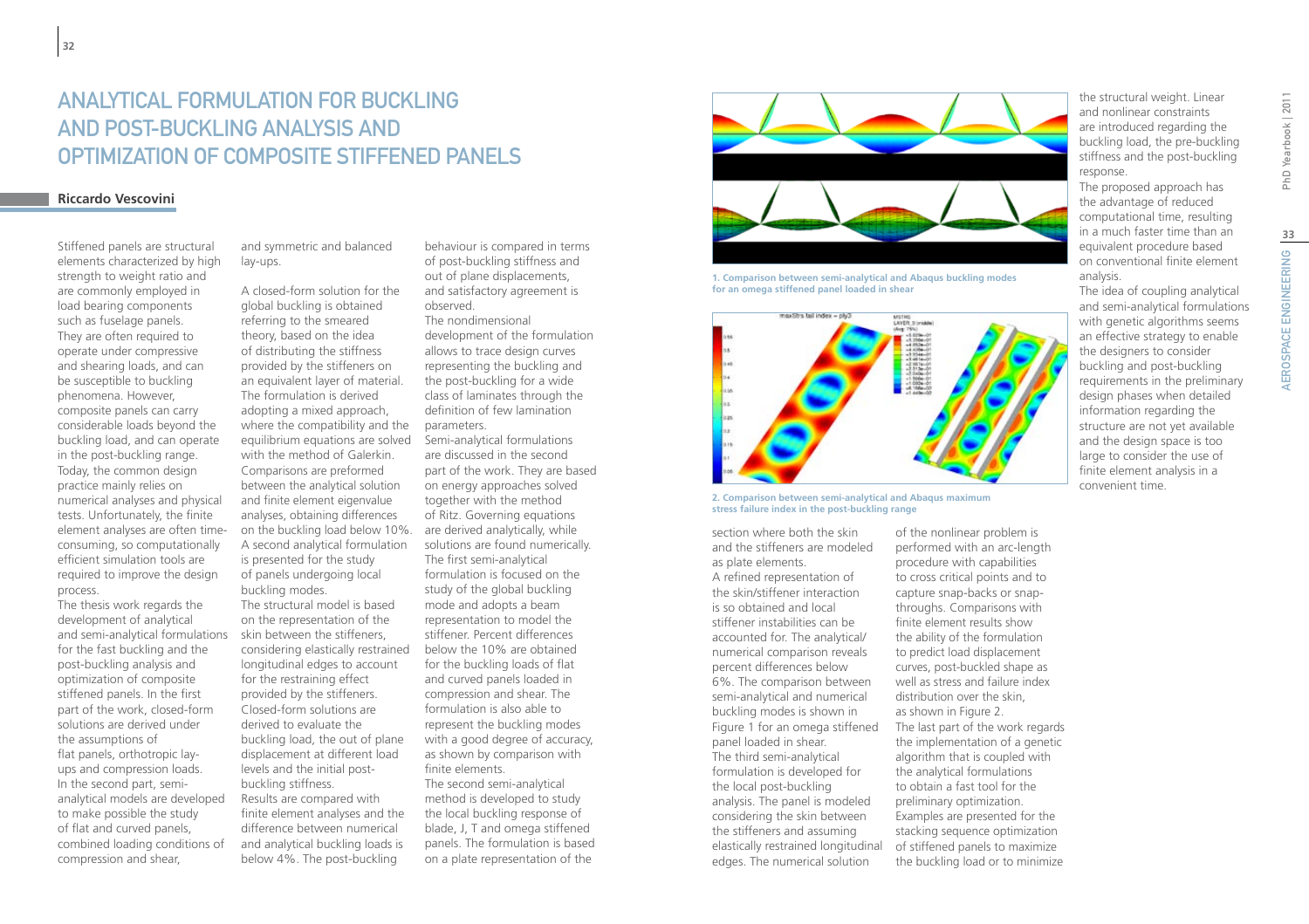# ANALYTICAL FORMULATION FOR BUCKLING AND POST-BUCKLING ANALYSIS AND OPTIMIZATION OF COMPOSITE STIFFENED PANELS

**Riccardo Vescovini**

Stiffened panels are structural elements characterized by high strength to weight ratio and are commonly employed in load bearing components such as fuselage panels. They are often required to operate under compressive and shearing loads, and can be susceptible to buckling phenomena. However, composite panels can carry considerable loads beyond the buckling load, and can operate in the post-buckling range. Today, the common design practice mainly relies on numerical analyses and physical tests. Unfortunately, the finite element analyses are often time-consuming, so computationally efficient simulation tools are required to improve the design process.

The thesis work regards the development of analytical and semi-analytical formulations for the fast buckling and the post-buckling analysis and optimization of composite stiffened panels. In the first part of the work, closed-form solutions are derived under the assumptions of flat panels, orthotropic lay-ups and compression loads. In the second part, semi-analytical models are developed to make possible the study of flat and curved panels, combined loading conditions of compression and shear, and symmetric and balanced lay-ups.

A closed-form solution for the global buckling is obtained referring to the smeared theory, based on the idea of distributing the stiffness provided by the stiffeners on an equivalent layer of material. The formulation is derived adopting a mixed approach, where the compatibility and the equilibrium equations are solved with the method of Galerkin. Comparisons are preformed between the analytical solution and finite element eigenvalue analyses, obtaining differences on the buckling load below 10%. A second analytical formulation is presented for the study of panels undergoing local buckling modes.

The structural model is based on the representation of the skin between the stiffeners, considering elastically restrained longitudinal edges to account for the restraining effect provided by the stiffeners. Closed-form solutions are derived to evaluate the buckling load, the out of plane displacement at different load levels and the initial post-buckling stiffness.

Results are compared with finite element analyses and the difference between numerical and analytical buckling loads is below 4%. The post-buckling behaviour is compared in terms of post-buckling stiffness and out of plane displacements, and satisfactory agreement is observed.

The nondimensional development of the formulation allows to trace design curves representing the buckling and the post-buckling for a wide class of laminates through the definition of few lamination parameters.

Semi-analytical formulations are discussed in the second part of the work. They are based on energy approaches solved together with the method of Ritz. Governing equations are derived analytically, while solutions are found numerically. The first semi-analytical formulation is focused on the study of the global buckling mode and adopts a beam representation to model the stiffener. Percent differences below the 10% are obtained for the buckling loads of flat and curved panels loaded in compression and shear. The formulation is also able to represent the buckling modes with a good degree of accuracy, as shown by comparison with finite elements.

The second semi-analytical method is developed to study the local buckling response of blade, J, T and omega stiffened panels. The formulation is based on a plate representation of the section where both the skin and the stiffeners are modeled as plate elements.

A refined representation of the skin/stiffener interaction is so obtained and local stiffener instabilities can be accounted for. The analytical/numerical comparison reveals percent differences below 6%. The comparison between semi-analytical and numerical buckling modes is shown in Figure 1 for an omega stiffened panel loaded in shear.

The third semi-analytical formulation is developed for the local post-buckling analysis. The panel is modeled considering the skin between the stiffeners and assuming elastically restrained longitudinal edges. The numerical solution of the nonlinear problem is performed with an arc-length procedure with capabilities to cross critical points and to capture snap-backs or snap-throughs. Comparisons with finite element results show the ability of the formulation to predict load displacement curves, post-buckled shape as well as stress and failure index distribution over the skin, as shown in Figure 2.

The last part of the work regards the implementation of a genetic algorithm that is coupled with the analytical formulations to obtain a fast tool for the preliminary optimization. Examples are presented for the stacking sequence optimization of stiffened panels to maximize the buckling load or to minimize the structural weight. Linear and nonlinear constraints are introduced regarding the buckling load, the pre-buckling stiffness and the post-buckling response.

The proposed approach has the advantage of reduced computational time, resulting in a much faster time than an equivalent procedure based on conventional finite element analysis.

The idea of coupling analytical and semi-analytical formulations with genetic algorithms seems an effective strategy to enable the designers to consider buckling and post-buckling requirements in the preliminary design phases when detailed information regarding the structure are not yet available and the design space is too large to consider the use of finite element analysis in a convenient time.

**1. Comparison between semi-analytical and Abaqus buckling modes for an omega stiffened panel loaded in shear**

**2. Comparison between semi-analytical and Abaqus maximum stress failure index in the post-buckling range**